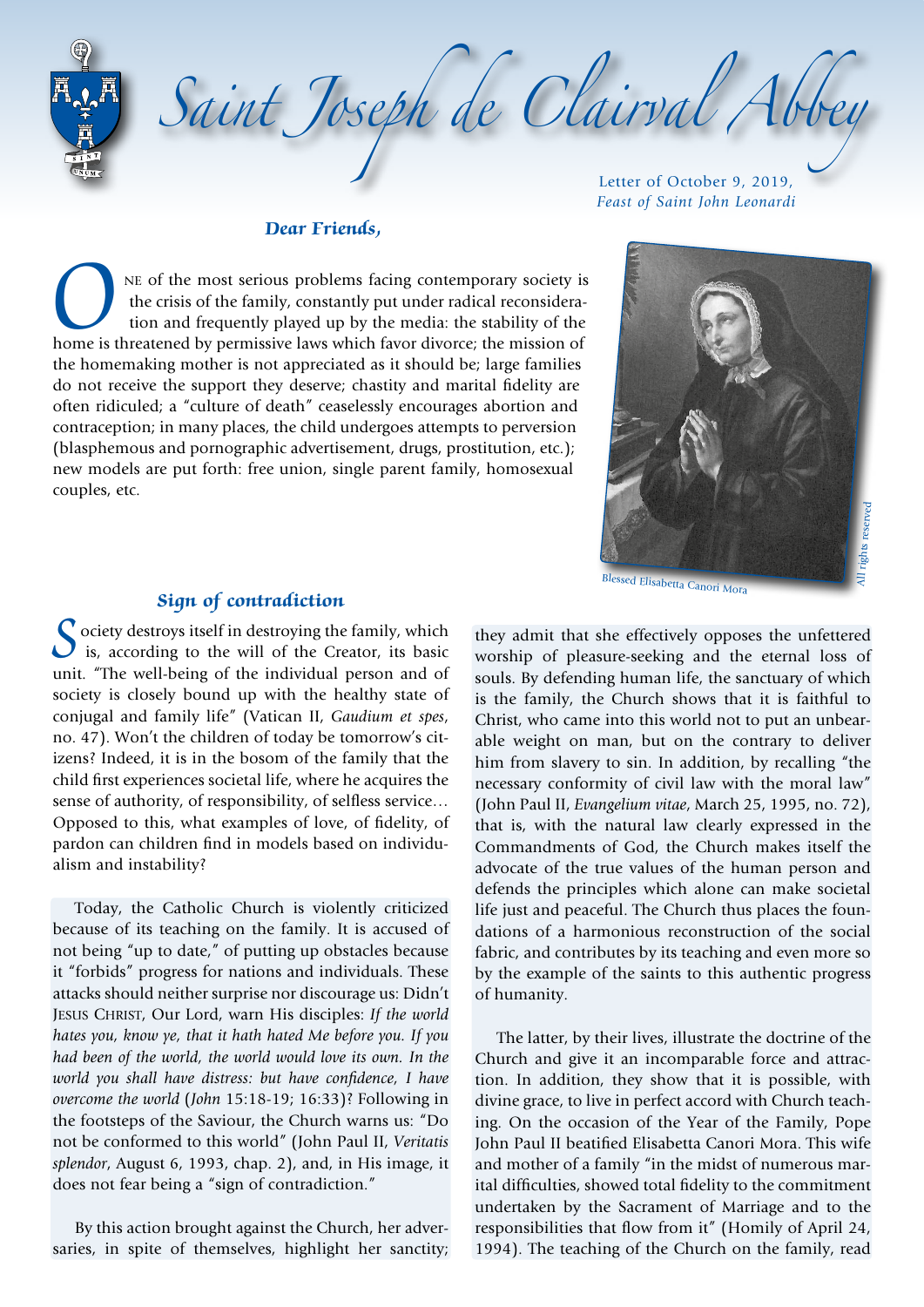# Saint Joseph de Clairval Abbey

Letter of October 9, 2019,
*Feast of Saint John Leonardi*

**Dear Friends,**

One of the most serious problems facing contemporary society is the crisis of the family, constantly put under radical reconsideration and frequently played up by the media: the stability of the home is threatened by permissive laws which favor divorce; the mission of the homemaking mother is not appreciated as it should be; large families do not receive the support they deserve; chastity and marital fidelity are often ridiculed; a "culture of death" ceaselessly encourages abortion and contraception; in many places, the child undergoes attempts to perversion (blasphemous and pornographic advertisement, drugs, prostitution, etc.); new models are put forth: free union, single parent family, homosexual couples, etc.

Blessed Elisabetta Canori Mora

All rights reserved

## Sign of contradiction

Society destroys itself in destroying the family, which is, according to the will of the Creator, its basic unit. "The well-being of the individual person and of society is closely bound up with the healthy state of conjugal and family life" (Vatican II, *Gaudium et spes*, no. 47). Won't the children of today be tomorrow's citizens? Indeed, it is in the bosom of the family that the child first experiences societal life, where he acquires the sense of authority, of responsibility, of selfless service… Opposed to this, what examples of love, of fidelity, of pardon can children find in models based on individualism and instability?

Today, the Catholic Church is violently criticized because of its teaching on the family. It is accused of not being "up to date," of putting up obstacles because it "forbids" progress for nations and individuals. These attacks should neither surprise nor discourage us: Didn't Jesus Christ, Our Lord, warn His disciples: *If the world hates you, know ye, that it hath hated Me before you. If you had been of the world, the world would love its own. In the world you shall have distress: but have confidence, I have overcome the world* (*John* 15:18-19; 16:33)? Following in the footsteps of the Saviour, the Church warns us: "Do not be conformed to this world" (John Paul II, *Veritatis splendor*, August 6, 1993, chap. 2), and, in His image, it does not fear being a "sign of contradiction."

By this action brought against the Church, her adversaries, in spite of themselves, highlight her sanctity; they admit that she effectively opposes the unfettered worship of pleasure-seeking and the eternal loss of souls. By defending human life, the sanctuary of which is the family, the Church shows that it is faithful to Christ, who came into this world not to put an unbearable weight on man, but on the contrary to deliver him from slavery to sin. In addition, by recalling "the necessary conformity of civil law with the moral law" (John Paul II, *Evangelium vitae*, March 25, 1995, no. 72), that is, with the natural law clearly expressed in the Commandments of God, the Church makes itself the advocate of the true values of the human person and defends the principles which alone can make societal life just and peaceful. The Church thus places the foundations of a harmonious reconstruction of the social fabric, and contributes by its teaching and even more so by the example of the saints to this authentic progress of humanity.

The latter, by their lives, illustrate the doctrine of the Church and give it an incomparable force and attraction. In addition, they show that it is possible, with divine grace, to live in perfect accord with Church teaching. On the occasion of the Year of the Family, Pope John Paul II beatified Elisabetta Canori Mora. This wife and mother of a family "in the midst of numerous marital difficulties, showed total fidelity to the commitment undertaken by the Sacrament of Marriage and to the responsibilities that flow from it" (Homily of April 24, 1994). The teaching of the Church on the family, read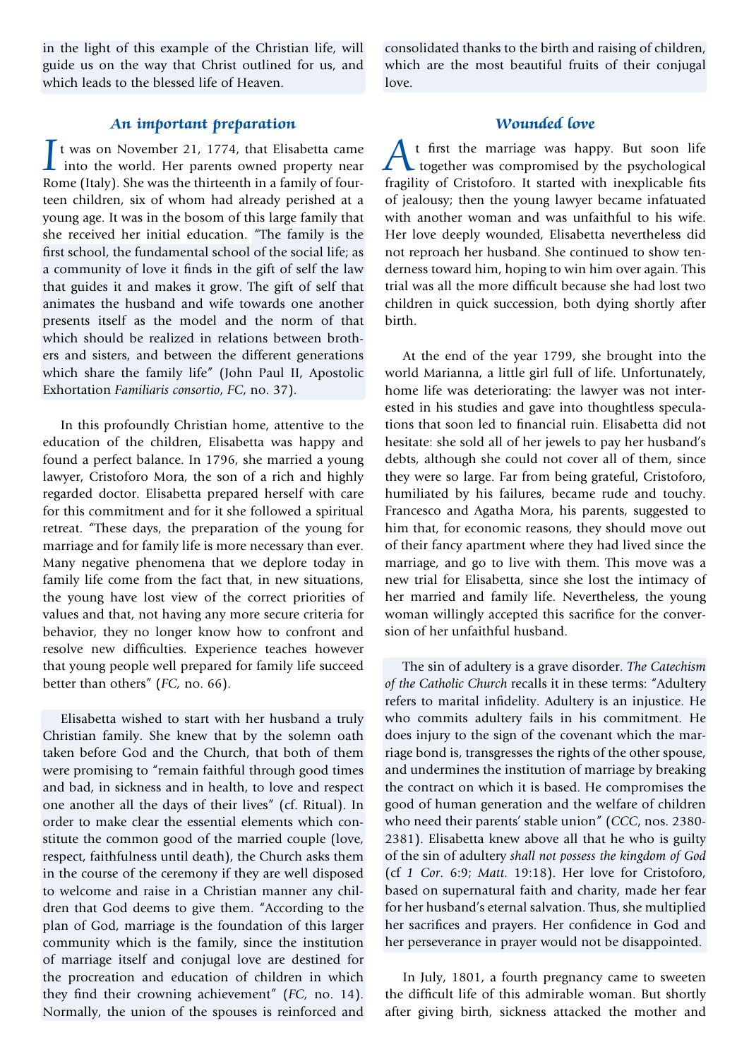in the light of this example of the Christian life, will guide us on the way that Christ outlined for us, and which leads to the blessed life of Heaven.

## An important preparation

It was on November 21, 1774, that Elisabetta came into the world. Her parents owned property near Rome (Italy). She was the thirteenth in a family of fourteen children, six of whom had already perished at a young age. It was in the bosom of this large family that she received her initial education. "The family is the first school, the fundamental school of the social life; as a community of love it finds in the gift of self the law that guides it and makes it grow. The gift of self that animates the husband and wife towards one another presents itself as the model and the norm of that which should be realized in relations between brothers and sisters, and between the different generations which share the family life" (John Paul II, Apostolic Exhortation *Familiaris consortio*, *FC*, no. 37).

In this profoundly Christian home, attentive to the education of the children, Elisabetta was happy and found a perfect balance. In 1796, she married a young lawyer, Cristoforo Mora, the son of a rich and highly regarded doctor. Elisabetta prepared herself with care for this commitment and for it she followed a spiritual retreat. "These days, the preparation of the young for marriage and for family life is more necessary than ever. Many negative phenomena that we deplore today in family life come from the fact that, in new situations, the young have lost view of the correct priorities of values and that, not having any more secure criteria for behavior, they no longer know how to confront and resolve new difficulties. Experience teaches however that young people well prepared for family life succeed better than others" (*FC*, no. 66).

Elisabetta wished to start with her husband a truly Christian family. She knew that by the solemn oath taken before God and the Church, that both of them were promising to "remain faithful through good times and bad, in sickness and in health, to love and respect one another all the days of their lives" (cf. Ritual). In order to make clear the essential elements which constitute the common good of the married couple (love, respect, faithfulness until death), the Church asks them in the course of the ceremony if they are well disposed to welcome and raise in a Christian manner any children that God deems to give them. "According to the plan of God, marriage is the foundation of this larger community which is the family, since the institution of marriage itself and conjugal love are destined for the procreation and education of children in which they find their crowning achievement" (*FC*, no. 14). Normally, the union of the spouses is reinforced and consolidated thanks to the birth and raising of children, which are the most beautiful fruits of their conjugal love.

## Wounded love

At first the marriage was happy. But soon life together was compromised by the psychological fragility of Cristoforo. It started with inexplicable fits of jealousy; then the young lawyer became infatuated with another woman and was unfaithful to his wife. Her love deeply wounded, Elisabetta nevertheless did not reproach her husband. She continued to show tenderness toward him, hoping to win him over again. This trial was all the more difficult because she had lost two children in quick succession, both dying shortly after birth.

At the end of the year 1799, she brought into the world Marianna, a little girl full of life. Unfortunately, home life was deteriorating: the lawyer was not interested in his studies and gave into thoughtless speculations that soon led to financial ruin. Elisabetta did not hesitate: she sold all of her jewels to pay her husband's debts, although she could not cover all of them, since they were so large. Far from being grateful, Cristoforo, humiliated by his failures, became rude and touchy. Francesco and Agatha Mora, his parents, suggested to him that, for economic reasons, they should move out of their fancy apartment where they had lived since the marriage, and go to live with them. This move was a new trial for Elisabetta, since she lost the intimacy of her married and family life. Nevertheless, the young woman willingly accepted this sacrifice for the conversion of her unfaithful husband.

The sin of adultery is a grave disorder. *The Catechism of the Catholic Church* recalls it in these terms: "Adultery refers to marital infidelity. Adultery is an injustice. He who commits adultery fails in his commitment. He does injury to the sign of the covenant which the marriage bond is, transgresses the rights of the other spouse, and undermines the institution of marriage by breaking the contract on which it is based. He compromises the good of human generation and the welfare of children who need their parents' stable union" (*CCC*, nos. 2380-2381). Elisabetta knew above all that he who is guilty of the sin of adultery *shall not possess the kingdom of God* (cf *1 Cor.* 6:9; *Matt.* 19:18). Her love for Cristoforo, based on supernatural faith and charity, made her fear for her husband's eternal salvation. Thus, she multiplied her sacrifices and prayers. Her confidence in God and her perseverance in prayer would not be disappointed.

In July, 1801, a fourth pregnancy came to sweeten the difficult life of this admirable woman. But shortly after giving birth, sickness attacked the mother and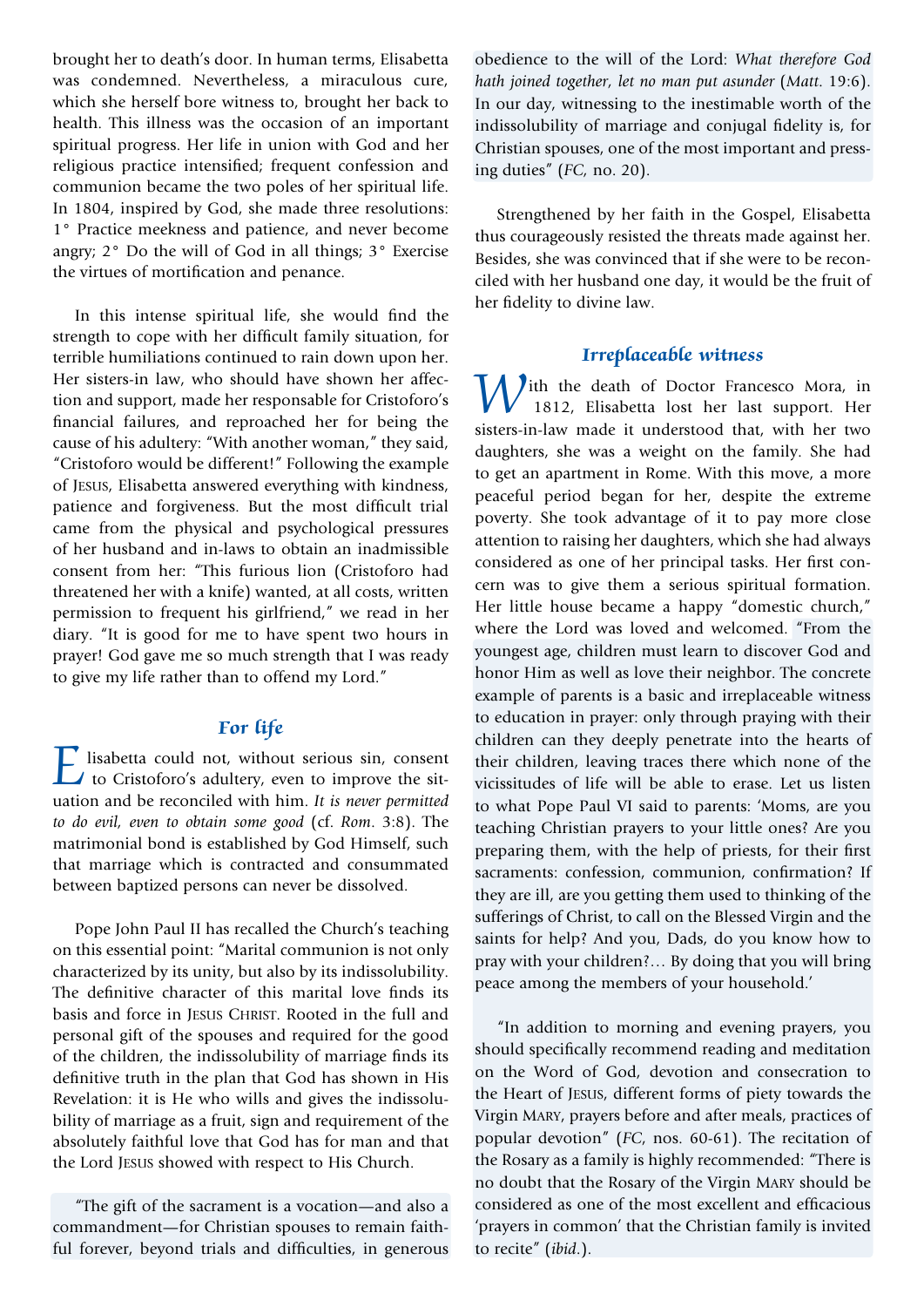brought her to death's door. In human terms, Elisabetta was condemned. Nevertheless, a miraculous cure, which she herself bore witness to, brought her back to health. This illness was the occasion of an important spiritual progress. Her life in union with God and her religious practice intensified; frequent confession and communion became the two poles of her spiritual life. In 1804, inspired by God, she made three resolutions: 1° Practice meekness and patience, and never become angry; 2° Do the will of God in all things; 3° Exercise the virtues of mortification and penance.

In this intense spiritual life, she would find the strength to cope with her difficult family situation, for terrible humiliations continued to rain down upon her. Her sisters-in law, who should have shown her affection and support, made her responsable for Cristoforo's financial failures, and reproached her for being the cause of his adultery: "With another woman," they said, "Cristoforo would be different!" Following the example of Jesus, Elisabetta answered everything with kindness, patience and forgiveness. But the most difficult trial came from the physical and psychological pressures of her husband and in-laws to obtain an inadmissible consent from her: "This furious lion (Cristoforo had threatened her with a knife) wanted, at all costs, written permission to frequent his girlfriend," we read in her diary. "It is good for me to have spent two hours in prayer! God gave me so much strength that I was ready to give my life rather than to offend my Lord."

## For life

Elisabetta could not, without serious sin, consent to Cristoforo's adultery, even to improve the situation and be reconciled with him. *It is never permitted to do evil, even to obtain some good* (cf. *Rom.* 3:8). The matrimonial bond is established by God Himself, such that marriage which is contracted and consummated between baptized persons can never be dissolved.

Pope John Paul II has recalled the Church's teaching on this essential point: "Marital communion is not only characterized by its unity, but also by its indissolubility. The definitive character of this marital love finds its basis and force in Jesus Christ. Rooted in the full and personal gift of the spouses and required for the good of the children, the indissolubility of marriage finds its definitive truth in the plan that God has shown in His Revelation: it is He who wills and gives the indissolubility of marriage as a fruit, sign and requirement of the absolutely faithful love that God has for man and that the Lord Jesus showed with respect to His Church.

"The gift of the sacrament is a vocation—and also a commandment—for Christian spouses to remain faithful forever, beyond trials and difficulties, in generous obedience to the will of the Lord: *What therefore God hath joined together, let no man put asunder* (*Matt.* 19:6). In our day, witnessing to the inestimable worth of the indissolubility of marriage and conjugal fidelity is, for Christian spouses, one of the most important and pressing duties" (*FC*, no. 20).

Strengthened by her faith in the Gospel, Elisabetta thus courageously resisted the threats made against her. Besides, she was convinced that if she were to be reconciled with her husband one day, it would be the fruit of her fidelity to divine law.

## Irreplaceable witness

With the death of Doctor Francesco Mora, in 1812, Elisabetta lost her last support. Her sisters-in-law made it understood that, with her two daughters, she was a weight on the family. She had to get an apartment in Rome. With this move, a more peaceful period began for her, despite the extreme poverty. She took advantage of it to pay more close attention to raising her daughters, which she had always considered as one of her principal tasks. Her first concern was to give them a serious spiritual formation. Her little house became a happy "domestic church," where the Lord was loved and welcomed. "From the youngest age, children must learn to discover God and honor Him as well as love their neighbor. The concrete example of parents is a basic and irreplaceable witness to education in prayer: only through praying with their children can they deeply penetrate into the hearts of their children, leaving traces there which none of the vicissitudes of life will be able to erase. Let us listen to what Pope Paul VI said to parents: 'Moms, are you teaching Christian prayers to your little ones? Are you preparing them, with the help of priests, for their first sacraments: confession, communion, confirmation? If they are ill, are you getting them used to thinking of the sufferings of Christ, to call on the Blessed Virgin and the saints for help? And you, Dads, do you know how to pray with your children?… By doing that you will bring peace among the members of your household.'

"In addition to morning and evening prayers, you should specifically recommend reading and meditation on the Word of God, devotion and consecration to the Heart of Jesus, different forms of piety towards the Virgin Mary, prayers before and after meals, practices of popular devotion" (*FC*, nos. 60-61). The recitation of the Rosary as a family is highly recommended: "There is no doubt that the Rosary of the Virgin Mary should be considered as one of the most excellent and efficacious 'prayers in common' that the Christian family is invited to recite" (*ibid.*).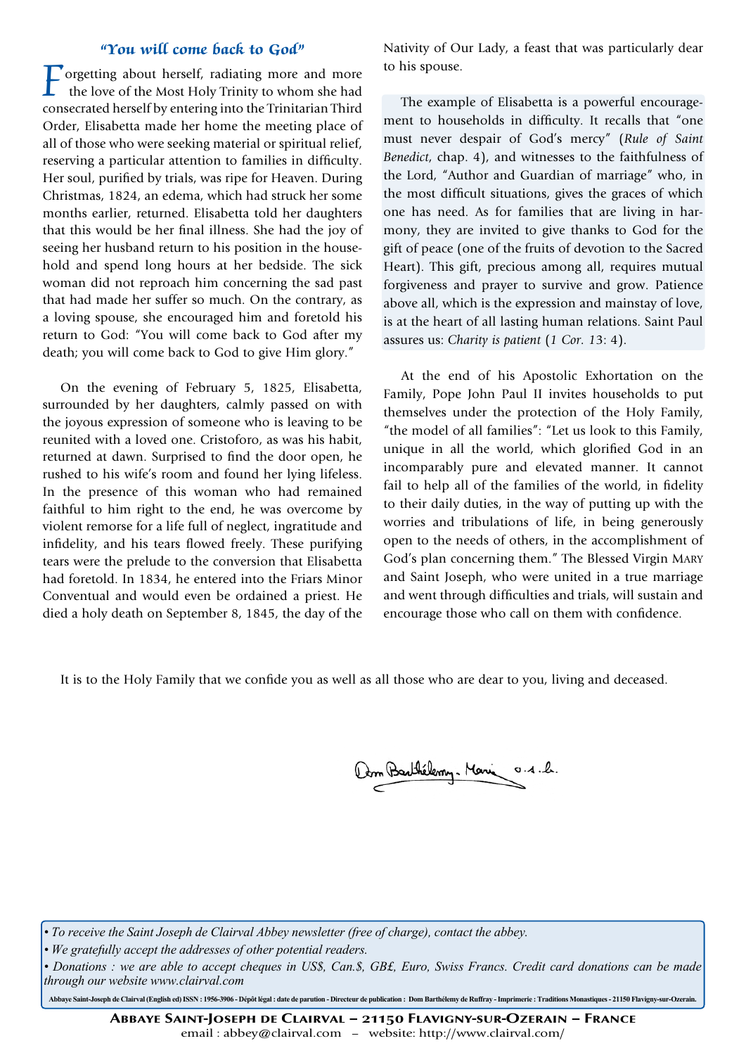## "You will come back to God"

Forgetting about herself, radiating more and more the love of the Most Holy Trinity to whom she had consecrated herself by entering into the Trinitarian Third Order, Elisabetta made her home the meeting place of all of those who were seeking material or spiritual relief, reserving a particular attention to families in difficulty. Her soul, purified by trials, was ripe for Heaven. During Christmas, 1824, an edema, which had struck her some months earlier, returned. Elisabetta told her daughters that this would be her final illness. She had the joy of seeing her husband return to his position in the household and spend long hours at her bedside. The sick woman did not reproach him concerning the sad past that had made her suffer so much. On the contrary, as a loving spouse, she encouraged him and foretold his return to God: "You will come back to God after my death; you will come back to God to give Him glory."

On the evening of February 5, 1825, Elisabetta, surrounded by her daughters, calmly passed on with the joyous expression of someone who is leaving to be reunited with a loved one. Cristoforo, as was his habit, returned at dawn. Surprised to find the door open, he rushed to his wife's room and found her lying lifeless. In the presence of this woman who had remained faithful to him right to the end, he was overcome by violent remorse for a life full of neglect, ingratitude and infidelity, and his tears flowed freely. These purifying tears were the prelude to the conversion that Elisabetta had foretold. In 1834, he entered into the Friars Minor Conventual and would even be ordained a priest. He died a holy death on September 8, 1845, the day of the Nativity of Our Lady, a feast that was particularly dear to his spouse.

The example of Elisabetta is a powerful encouragement to households in difficulty. It recalls that "one must never despair of God's mercy" (*Rule of Saint Benedict*, chap. 4), and witnesses to the faithfulness of the Lord, "Author and Guardian of marriage" who, in the most difficult situations, gives the graces of which one has need. As for families that are living in harmony, they are invited to give thanks to God for the gift of peace (one of the fruits of devotion to the Sacred Heart). This gift, precious among all, requires mutual forgiveness and prayer to survive and grow. Patience above all, which is the expression and mainstay of love, is at the heart of all lasting human relations. Saint Paul assures us: *Charity is patient* (*1 Cor.* 13: 4).

At the end of his Apostolic Exhortation on the Family, Pope John Paul II invites households to put themselves under the protection of the Holy Family, "the model of all families": "Let us look to this Family, unique in all the world, which glorified God in an incomparably pure and elevated manner. It cannot fail to help all of the families of the world, in fidelity to their daily duties, in the way of putting up with the worries and tribulations of life, in being generously open to the needs of others, in the accomplishment of God's plan concerning them." The Blessed Virgin MARY and Saint Joseph, who were united in a true marriage and went through difficulties and trials, will sustain and encourage those who call on them with confidence.

It is to the Holy Family that we confide you as well as all those who are dear to you, living and deceased.

Dom Barthélemy-Marie o.s.b.

- *To receive the Saint Joseph de Clairval Abbey newsletter (free of charge), contact the abbey.*
- *We gratefully accept the addresses of other potential readers.*
- *Donations : we are able to accept cheques in US$, Can.$, GB£, Euro, Swiss Francs. Credit card donations can be made through our website www.clairval.com*

Abbaye Saint-Joseph de Clairval (English ed) ISSN : 1956-3906 - Dépôt légal : date de parution - Directeur de publication : Dom Barthélemy de Ruffray - Imprimerie : Traditions Monastiques - 21150 Flavigny-sur-Ozerain.

**Abbaye Saint-Joseph de Clairval – 21150 Flavigny-sur-Ozerain – France**
email : abbey@clairval.com – website: http://www.clairval.com/